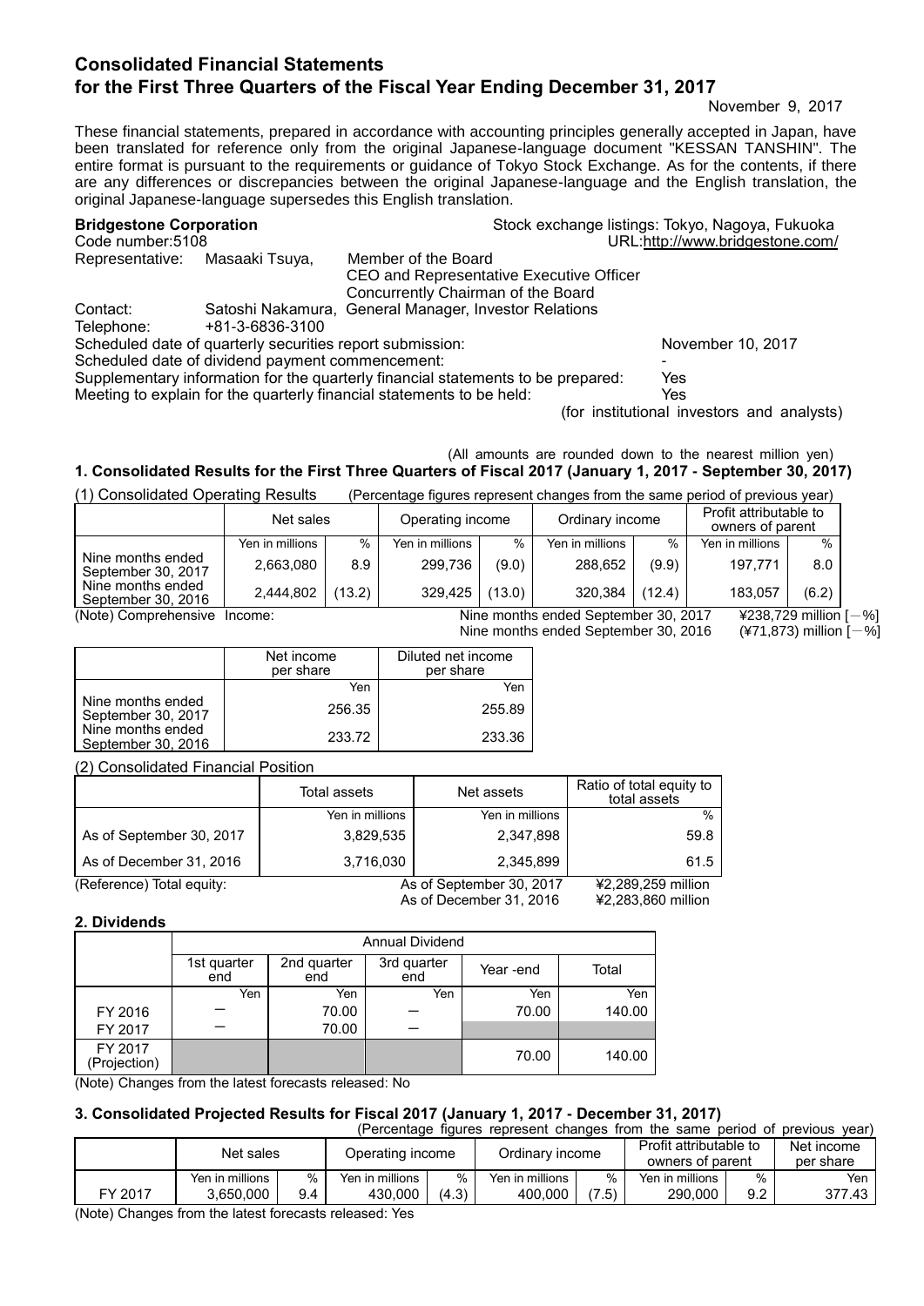# Consolidated Financial Statements
# for the First Three Quarters of the Fiscal Year Ending December 31, 2017

November 9, 2017

These financial statements, prepared in accordance with accounting principles generally accepted in Japan, have been translated for reference only from the original Japanese-language document "KESSAN TANSHIN". The entire format is pursuant to the requirements or guidance of Tokyo Stock Exchange. As for the contents, if there are any differences or discrepancies between the original Japanese-language and the English translation, the original Japanese-language supersedes this English translation.

**Bridgestone Corporation** Stock exchange listings: Tokyo, Nagoya, Fukuoka

Code number:5108 URL:http://www.bridgestone.com/

Representative: Masaaki Tsuya, Member of the Board
CEO and Representative Executive Officer
Concurrently Chairman of the Board

Contact: Satoshi Nakamura, General Manager, Investor Relations

Telephone: +81-3-6836-3100

Scheduled date of quarterly securities report submission: November 10, 2017

Scheduled date of dividend payment commencement: -

Supplementary information for the quarterly financial statements to be prepared: Yes

Meeting to explain for the quarterly financial statements to be held: Yes (for institutional investors and analysts)

(All amounts are rounded down to the nearest million yen)

### 1. Consolidated Results for the First Three Quarters of Fiscal 2017 (January 1, 2017 - September 30, 2017)

(1) Consolidated Operating Results (Percentage figures represent changes from the same period of previous year)

| | Net sales | | Operating income | | Ordinary income | | Profit attributable to owners of parent | |
|---|---|---|---|---|---|---|---|---|
| | Yen in millions | % | Yen in millions | % | Yen in millions | % | Yen in millions | % |
| Nine months ended September 30, 2017 | 2,663,080 | 8.9 | 299,736 | (9.0) | 288,652 | (9.9) | 197,771 | 8.0 |
| Nine months ended September 30, 2016 | 2,444,802 | (13.2) | 329,425 | (13.0) | 320,384 | (12.4) | 183,057 | (6.2) |

(Note) Comprehensive Income: Nine months ended September 30, 2017 ¥238,729 million [－%]
Nine months ended September 30, 2016 (¥71,873) million [－%]

| | Net income per share | Diluted net income per share |
|---|---|---|
| | Yen | Yen |
| Nine months ended September 30, 2017 | 256.35 | 255.89 |
| Nine months ended September 30, 2016 | 233.72 | 233.36 |

(2) Consolidated Financial Position

| | Total assets | Net assets | Ratio of total equity to total assets |
|---|---|---|---|
| | Yen in millions | Yen in millions | % |
| As of September 30, 2017 | 3,829,535 | 2,347,898 | 59.8 |
| As of December 31, 2016 | 3,716,030 | 2,345,899 | 61.5 |

(Reference) Total equity: As of September 30, 2017 ¥2,289,259 million
As of December 31, 2016 ¥2,283,860 million

### 2. Dividends

| | Annual Dividend | | | | |
|---|---|---|---|---|---|
| | 1st quarter end | 2nd quarter end | 3rd quarter end | Year -end | Total |
| | Yen | Yen | Yen | Yen | Yen |
| FY 2016 | ― | 70.00 | ― | 70.00 | 140.00 |
| FY 2017 | ― | 70.00 | ― | | |
| FY 2017 (Projection) | | | | 70.00 | 140.00 |

(Note) Changes from the latest forecasts released: No

### 3. Consolidated Projected Results for Fiscal 2017 (January 1, 2017 - December 31, 2017)

(Percentage figures represent changes from the same period of previous year)

| | Net sales | | Operating income | | Ordinary income | | Profit attributable to owners of parent | | Net income per share |
|---|---|---|---|---|---|---|---|---|---|
| | Yen in millions | % | Yen in millions | % | Yen in millions | % | Yen in millions | % | Yen |
| FY 2017 | 3,650,000 | 9.4 | 430,000 | (4.3) | 400,000 | (7.5) | 290,000 | 9.2 | 377.43 |

(Note) Changes from the latest forecasts released: Yes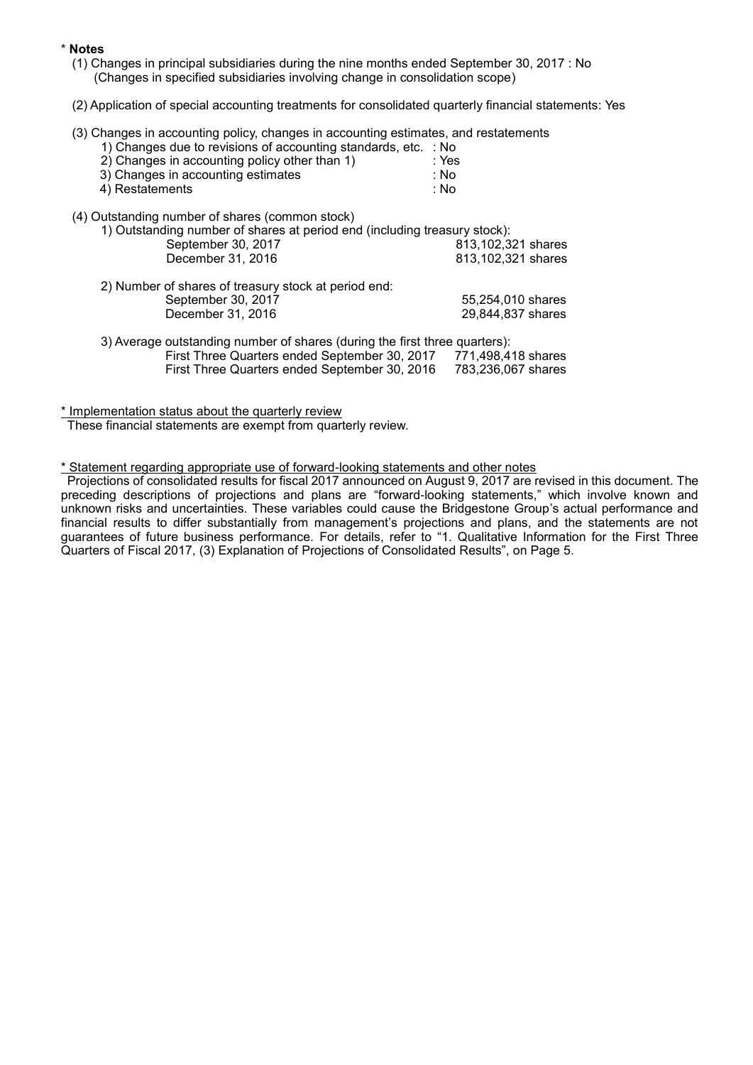\* **Notes**

(1) Changes in principal subsidiaries during the nine months ended September 30, 2017 : No
(Changes in specified subsidiaries involving change in consolidation scope)

(2) Application of special accounting treatments for consolidated quarterly financial statements: Yes

(3) Changes in accounting policy, changes in accounting estimates, and restatements

1) Changes due to revisions of accounting standards, etc. : No
2) Changes in accounting policy other than 1) : Yes
3) Changes in accounting estimates : No
4) Restatements : No

(4) Outstanding number of shares (common stock)

1) Outstanding number of shares at period end (including treasury stock):

| | |
|---|---|
| September 30, 2017 | 813,102,321 shares |
| December 31, 2016 | 813,102,321 shares |

2) Number of shares of treasury stock at period end:

| | |
|---|---|
| September 30, 2017 | 55,254,010 shares |
| December 31, 2016 | 29,844,837 shares |

3) Average outstanding number of shares (during the first three quarters):

| | |
|---|---|
| First Three Quarters ended September 30, 2017 | 771,498,418 shares |
| First Three Quarters ended September 30, 2016 | 783,236,067 shares |

\* Implementation status about the quarterly review

These financial statements are exempt from quarterly review.

\* Statement regarding appropriate use of forward-looking statements and other notes

Projections of consolidated results for fiscal 2017 announced on August 9, 2017 are revised in this document. The preceding descriptions of projections and plans are "forward-looking statements," which involve known and unknown risks and uncertainties. These variables could cause the Bridgestone Group's actual performance and financial results to differ substantially from management's projections and plans, and the statements are not guarantees of future business performance. For details, refer to "1. Qualitative Information for the First Three Quarters of Fiscal 2017, (3) Explanation of Projections of Consolidated Results", on Page 5.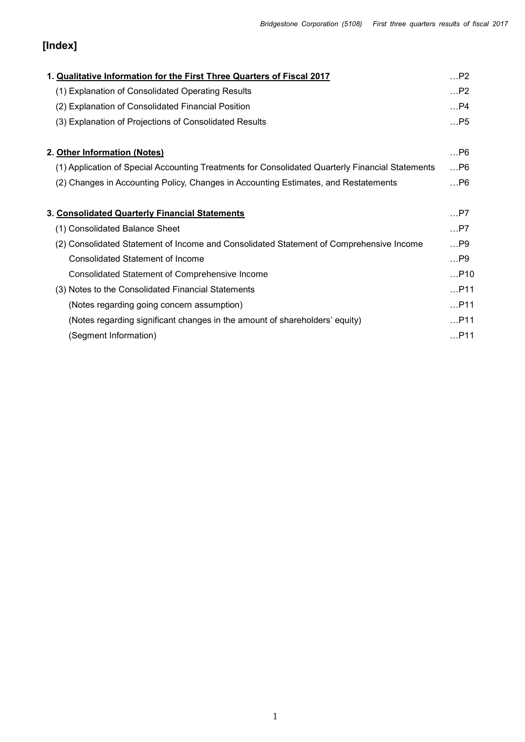## [Index]

| | |
|---|---|
| **1. Qualitative Information for the First Three Quarters of Fiscal 2017** | …P2 |
| (1) Explanation of Consolidated Operating Results | …P2 |
| (2) Explanation of Consolidated Financial Position | …P4 |
| (3) Explanation of Projections of Consolidated Results | …P5 |
| **2. Other Information (Notes)** | …P6 |
| (1) Application of Special Accounting Treatments for Consolidated Quarterly Financial Statements | …P6 |
| (2) Changes in Accounting Policy, Changes in Accounting Estimates, and Restatements | …P6 |
| **3. Consolidated Quarterly Financial Statements** | …P7 |
| (1) Consolidated Balance Sheet | …P7 |
| (2) Consolidated Statement of Income and Consolidated Statement of Comprehensive Income | …P9 |
| Consolidated Statement of Income | …P9 |
| Consolidated Statement of Comprehensive Income | …P10 |
| (3) Notes to the Consolidated Financial Statements | …P11 |
| (Notes regarding going concern assumption) | …P11 |
| (Notes regarding significant changes in the amount of shareholders' equity) | …P11 |
| (Segment Information) | …P11 |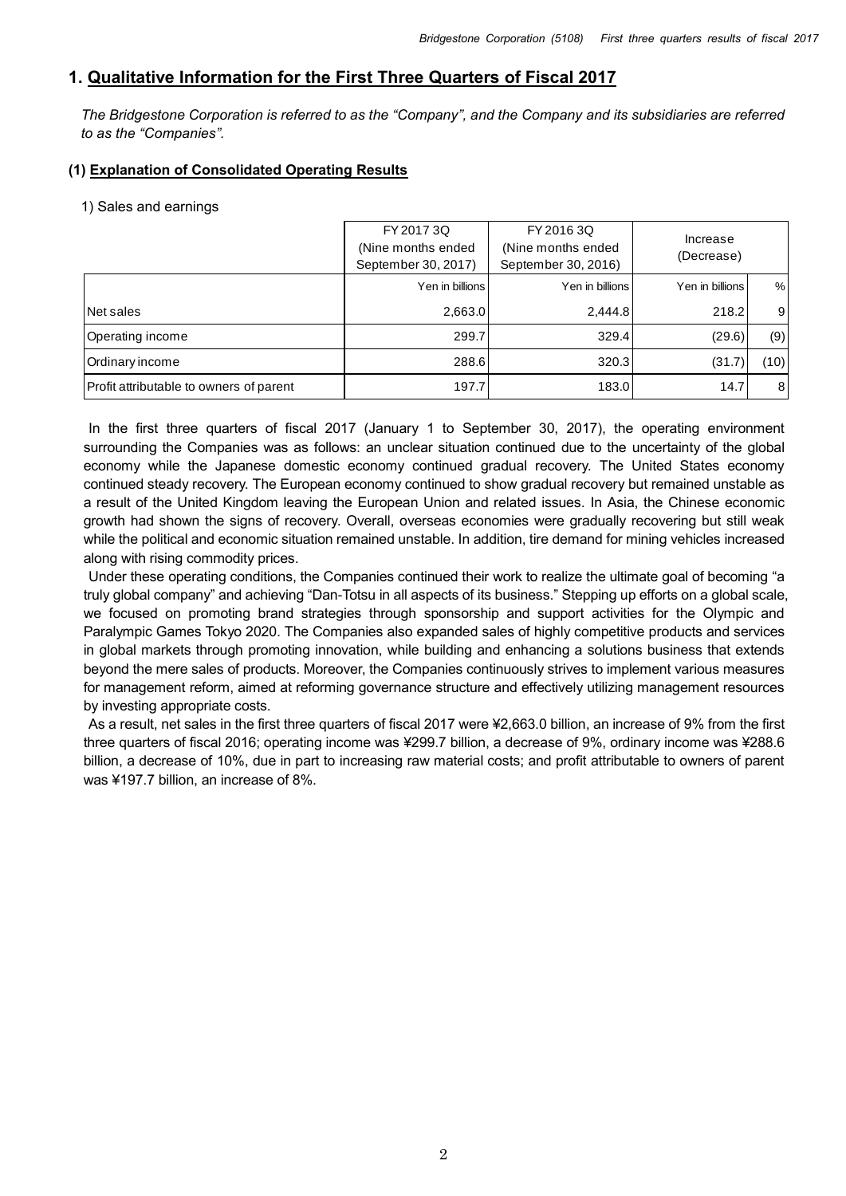## 1. Qualitative Information for the First Three Quarters of Fiscal 2017

*The Bridgestone Corporation is referred to as the "Company", and the Company and its subsidiaries are referred to as the "Companies".*

### (1) Explanation of Consolidated Operating Results

1) Sales and earnings

| | FY 2017 3Q (Nine months ended September 30, 2017) | FY 2016 3Q (Nine months ended September 30, 2016) | Increase (Decrease) | |
|---|---|---|---|---|
| | Yen in billions | Yen in billions | Yen in billions | % |
| Net sales | 2,663.0 | 2,444.8 | 218.2 | 9 |
| Operating income | 299.7 | 329.4 | (29.6) | (9) |
| Ordinary income | 288.6 | 320.3 | (31.7) | (10) |
| Profit attributable to owners of parent | 197.7 | 183.0 | 14.7 | 8 |

In the first three quarters of fiscal 2017 (January 1 to September 30, 2017), the operating environment surrounding the Companies was as follows: an unclear situation continued due to the uncertainty of the global economy while the Japanese domestic economy continued gradual recovery. The United States economy continued steady recovery. The European economy continued to show gradual recovery but remained unstable as a result of the United Kingdom leaving the European Union and related issues. In Asia, the Chinese economic growth had shown the signs of recovery. Overall, overseas economies were gradually recovering but still weak while the political and economic situation remained unstable. In addition, tire demand for mining vehicles increased along with rising commodity prices.

Under these operating conditions, the Companies continued their work to realize the ultimate goal of becoming "a truly global company" and achieving "Dan-Totsu in all aspects of its business." Stepping up efforts on a global scale, we focused on promoting brand strategies through sponsorship and support activities for the Olympic and Paralympic Games Tokyo 2020. The Companies also expanded sales of highly competitive products and services in global markets through promoting innovation, while building and enhancing a solutions business that extends beyond the mere sales of products. Moreover, the Companies continuously strives to implement various measures for management reform, aimed at reforming governance structure and effectively utilizing management resources by investing appropriate costs.

As a result, net sales in the first three quarters of fiscal 2017 were ¥2,663.0 billion, an increase of 9% from the first three quarters of fiscal 2016; operating income was ¥299.7 billion, a decrease of 9%, ordinary income was ¥288.6 billion, a decrease of 10%, due in part to increasing raw material costs; and profit attributable to owners of parent was ¥197.7 billion, an increase of 8%.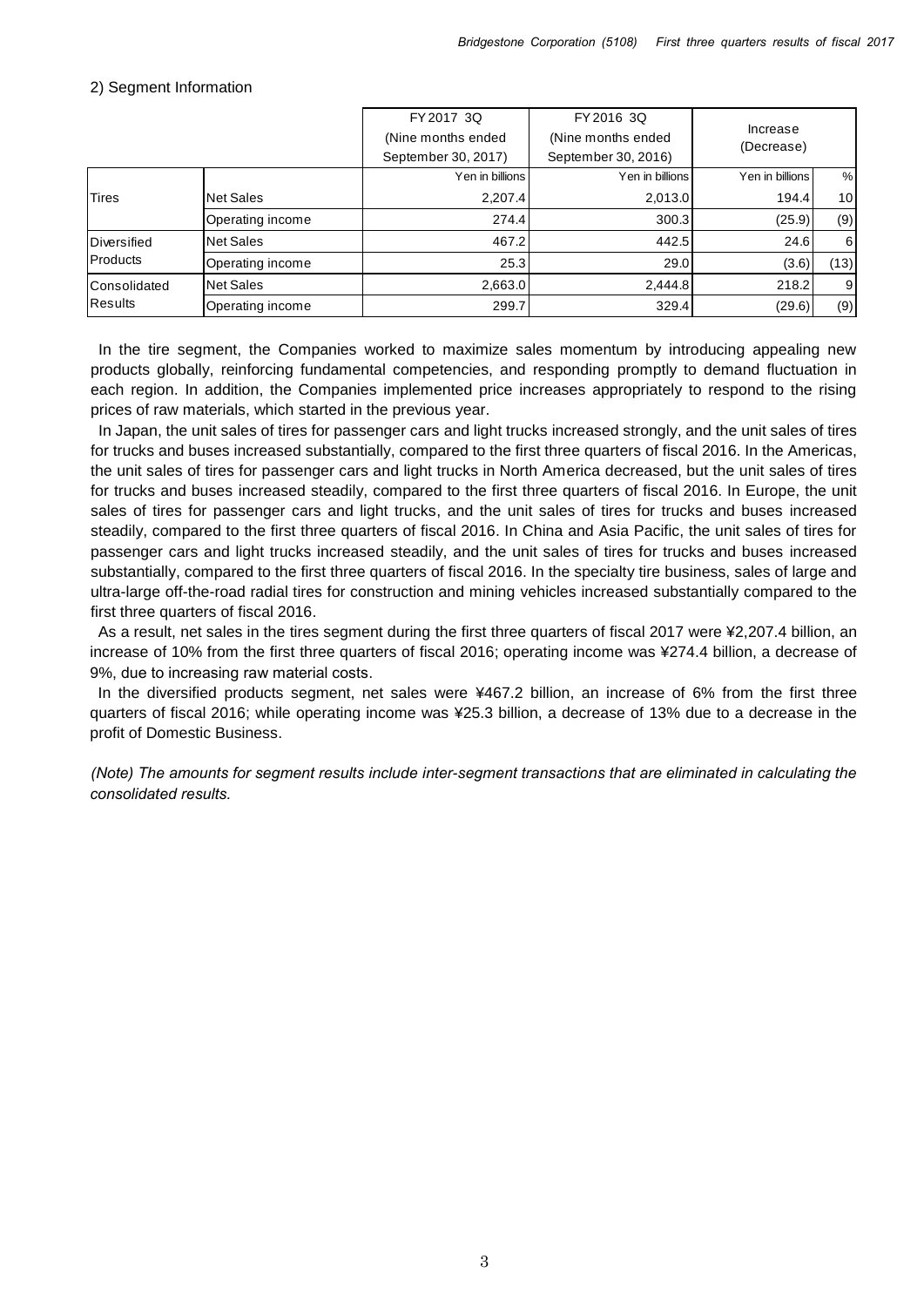2) Segment Information

| | | FY2017 3Q (Nine months ended September 30, 2017) | FY2016 3Q (Nine months ended September 30, 2016) | Increase (Decrease) | |
|---|---|---|---|---|---|
| | | Yen in billions | Yen in billions | Yen in billions | % |
| Tires | Net Sales | 2,207.4 | 2,013.0 | 194.4 | 10 |
| | Operating income | 274.4 | 300.3 | (25.9) | (9) |
| Diversified Products | Net Sales | 467.2 | 442.5 | 24.6 | 6 |
| | Operating income | 25.3 | 29.0 | (3.6) | (13) |
| Consolidated Results | Net Sales | 2,663.0 | 2,444.8 | 218.2 | 9 |
| | Operating income | 299.7 | 329.4 | (29.6) | (9) |

In the tire segment, the Companies worked to maximize sales momentum by introducing appealing new products globally, reinforcing fundamental competencies, and responding promptly to demand fluctuation in each region. In addition, the Companies implemented price increases appropriately to respond to the rising prices of raw materials, which started in the previous year.

In Japan, the unit sales of tires for passenger cars and light trucks increased strongly, and the unit sales of tires for trucks and buses increased substantially, compared to the first three quarters of fiscal 2016. In the Americas, the unit sales of tires for passenger cars and light trucks in North America decreased, but the unit sales of tires for trucks and buses increased steadily, compared to the first three quarters of fiscal 2016. In Europe, the unit sales of tires for passenger cars and light trucks, and the unit sales of tires for trucks and buses increased steadily, compared to the first three quarters of fiscal 2016. In China and Asia Pacific, the unit sales of tires for passenger cars and light trucks increased steadily, and the unit sales of tires for trucks and buses increased substantially, compared to the first three quarters of fiscal 2016. In the specialty tire business, sales of large and ultra-large off-the-road radial tires for construction and mining vehicles increased substantially compared to the first three quarters of fiscal 2016.

As a result, net sales in the tires segment during the first three quarters of fiscal 2017 were ¥2,207.4 billion, an increase of 10% from the first three quarters of fiscal 2016; operating income was ¥274.4 billion, a decrease of 9%, due to increasing raw material costs.

In the diversified products segment, net sales were ¥467.2 billion, an increase of 6% from the first three quarters of fiscal 2016; while operating income was ¥25.3 billion, a decrease of 13% due to a decrease in the profit of Domestic Business.

*(Note) The amounts for segment results include inter-segment transactions that are eliminated in calculating the consolidated results.*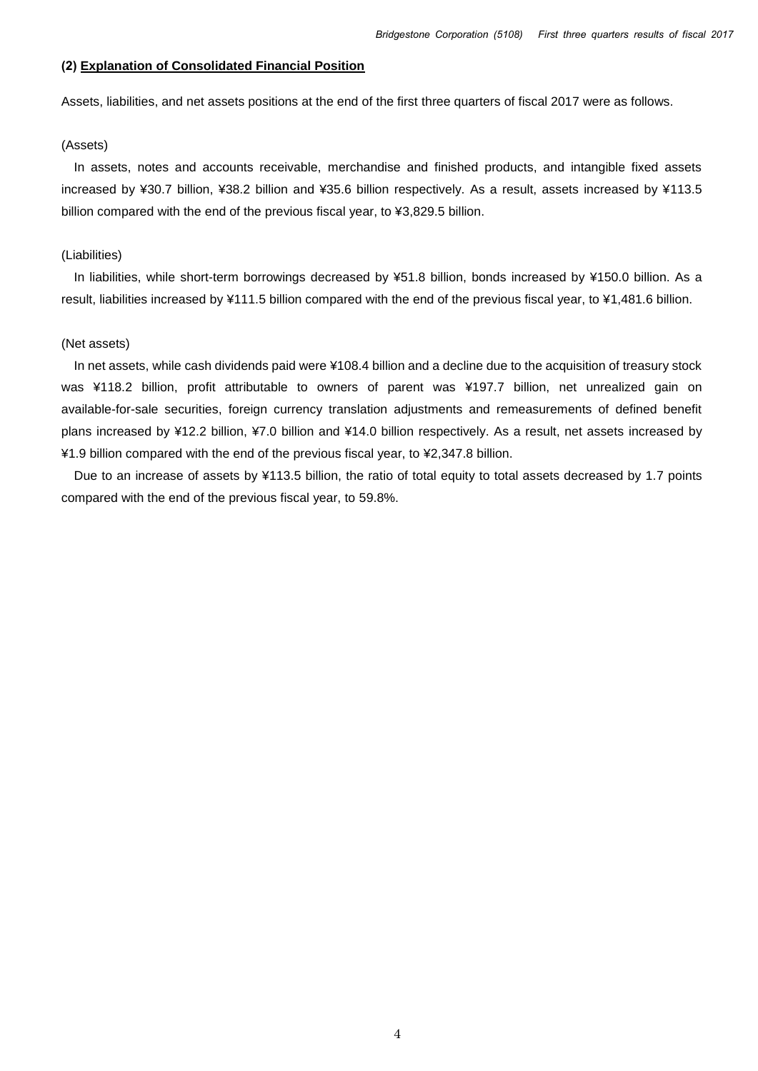**(2) <u>Explanation of Consolidated Financial Position</u>**

Assets, liabilities, and net assets positions at the end of the first three quarters of fiscal 2017 were as follows.

(Assets)

In assets, notes and accounts receivable, merchandise and finished products, and intangible fixed assets increased by ¥30.7 billion, ¥38.2 billion and ¥35.6 billion respectively. As a result, assets increased by ¥113.5 billion compared with the end of the previous fiscal year, to ¥3,829.5 billion.

(Liabilities)

In liabilities, while short-term borrowings decreased by ¥51.8 billion, bonds increased by ¥150.0 billion. As a result, liabilities increased by ¥111.5 billion compared with the end of the previous fiscal year, to ¥1,481.6 billion.

(Net assets)

In net assets, while cash dividends paid were ¥108.4 billion and a decline due to the acquisition of treasury stock was ¥118.2 billion, profit attributable to owners of parent was ¥197.7 billion, net unrealized gain on available-for-sale securities, foreign currency translation adjustments and remeasurements of defined benefit plans increased by ¥12.2 billion, ¥7.0 billion and ¥14.0 billion respectively. As a result, net assets increased by ¥1.9 billion compared with the end of the previous fiscal year, to ¥2,347.8 billion.

Due to an increase of assets by ¥113.5 billion, the ratio of total equity to total assets decreased by 1.7 points compared with the end of the previous fiscal year, to 59.8%.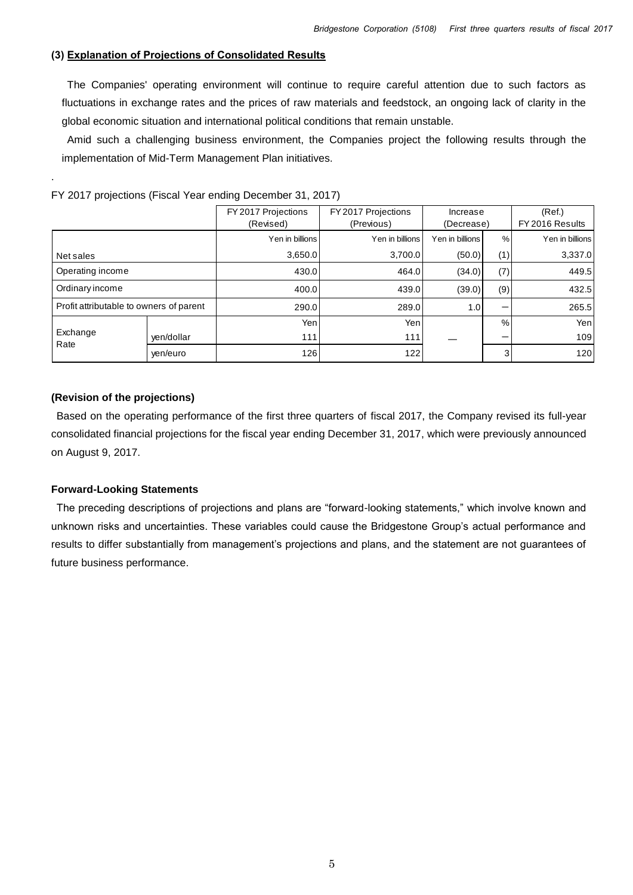### (3) Explanation of Projections of Consolidated Results

The Companies' operating environment will continue to require careful attention due to such factors as fluctuations in exchange rates and the prices of raw materials and feedstock, an ongoing lack of clarity in the global economic situation and international political conditions that remain unstable.

Amid such a challenging business environment, the Companies project the following results through the implementation of Mid-Term Management Plan initiatives.

.

FY 2017 projections (Fiscal Year ending December 31, 2017)

| | | FY 2017 Projections (Revised) | FY 2017 Projections (Previous) | Increase (Decrease) | | (Ref.) FY 2016 Results |
|---|---|---|---|---|---|---|
| | | Yen in billions | Yen in billions | Yen in billions | % | Yen in billions |
| Net sales | | 3,650.0 | 3,700.0 | (50.0) | (1) | 3,337.0 |
| Operating income | | 430.0 | 464.0 | (34.0) | (7) | 449.5 |
| Ordinary income | | 400.0 | 439.0 | (39.0) | (9) | 432.5 |
| Profit attributable to owners of parent | | 290.0 | 289.0 | 1.0 | – | 265.5 |
| Exchange Rate | | Yen | Yen | | % | Yen |
| | yen/dollar | 111 | 111 | — | – | 109 |
| | yen/euro | 126 | 122 | | 3 | 120 |

#### (Revision of the projections)

Based on the operating performance of the first three quarters of fiscal 2017, the Company revised its full-year consolidated financial projections for the fiscal year ending December 31, 2017, which were previously announced on August 9, 2017.

#### Forward-Looking Statements

The preceding descriptions of projections and plans are "forward-looking statements," which involve known and unknown risks and uncertainties. These variables could cause the Bridgestone Group's actual performance and results to differ substantially from management's projections and plans, and the statement are not guarantees of future business performance.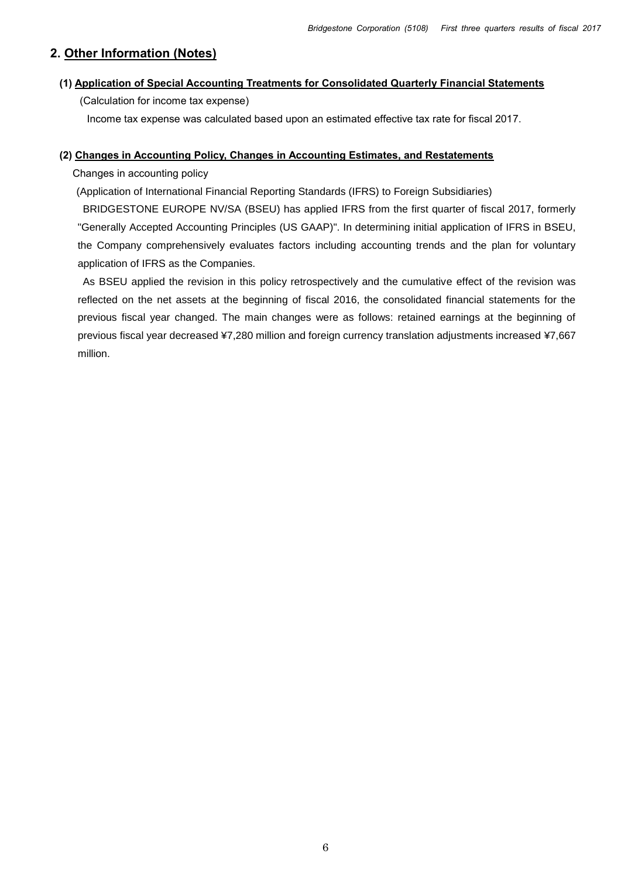## 2. Other Information (Notes)

### (1) Application of Special Accounting Treatments for Consolidated Quarterly Financial Statements

(Calculation for income tax expense)

Income tax expense was calculated based upon an estimated effective tax rate for fiscal 2017.

### (2) Changes in Accounting Policy, Changes in Accounting Estimates, and Restatements

Changes in accounting policy

(Application of International Financial Reporting Standards (IFRS) to Foreign Subsidiaries)

BRIDGESTONE EUROPE NV/SA (BSEU) has applied IFRS from the first quarter of fiscal 2017, formerly "Generally Accepted Accounting Principles (US GAAP)". In determining initial application of IFRS in BSEU, the Company comprehensively evaluates factors including accounting trends and the plan for voluntary application of IFRS as the Companies.

As BSEU applied the revision in this policy retrospectively and the cumulative effect of the revision was reflected on the net assets at the beginning of fiscal 2016, the consolidated financial statements for the previous fiscal year changed. The main changes were as follows: retained earnings at the beginning of previous fiscal year decreased ¥7,280 million and foreign currency translation adjustments increased ¥7,667 million.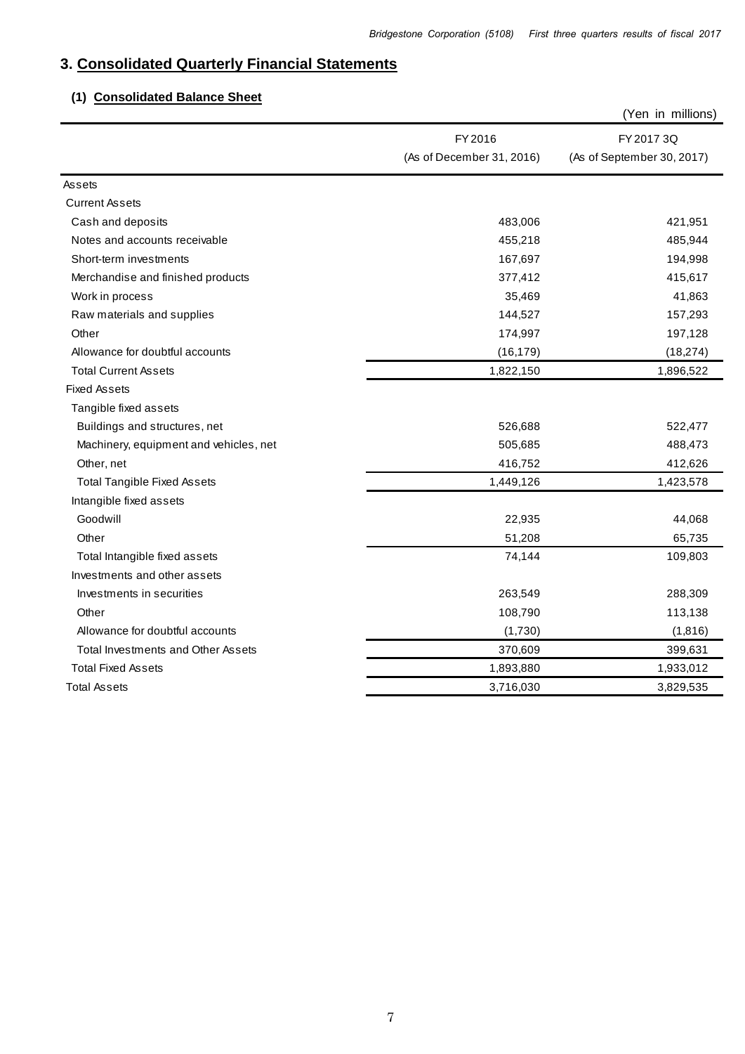## 3. Consolidated Quarterly Financial Statements

### (1) Consolidated Balance Sheet

(Yen in millions)

| | FY2016 (As of December 31, 2016) | FY2017 3Q (As of September 30, 2017) |
|---|---|---|
| Assets | | |
| Current Assets | | |
| Cash and deposits | 483,006 | 421,951 |
| Notes and accounts receivable | 455,218 | 485,944 |
| Short-term investments | 167,697 | 194,998 |
| Merchandise and finished products | 377,412 | 415,617 |
| Work in process | 35,469 | 41,863 |
| Raw materials and supplies | 144,527 | 157,293 |
| Other | 174,997 | 197,128 |
| Allowance for doubtful accounts | (16,179) | (18,274) |
| Total Current Assets | 1,822,150 | 1,896,522 |
| Fixed Assets | | |
| Tangible fixed assets | | |
| Buildings and structures, net | 526,688 | 522,477 |
| Machinery, equipment and vehicles, net | 505,685 | 488,473 |
| Other, net | 416,752 | 412,626 |
| Total Tangible Fixed Assets | 1,449,126 | 1,423,578 |
| Intangible fixed assets | | |
| Goodwill | 22,935 | 44,068 |
| Other | 51,208 | 65,735 |
| Total Intangible fixed assets | 74,144 | 109,803 |
| Investments and other assets | | |
| Investments in securities | 263,549 | 288,309 |
| Other | 108,790 | 113,138 |
| Allowance for doubtful accounts | (1,730) | (1,816) |
| Total Investments and Other Assets | 370,609 | 399,631 |
| Total Fixed Assets | 1,893,880 | 1,933,012 |
| Total Assets | 3,716,030 | 3,829,535 |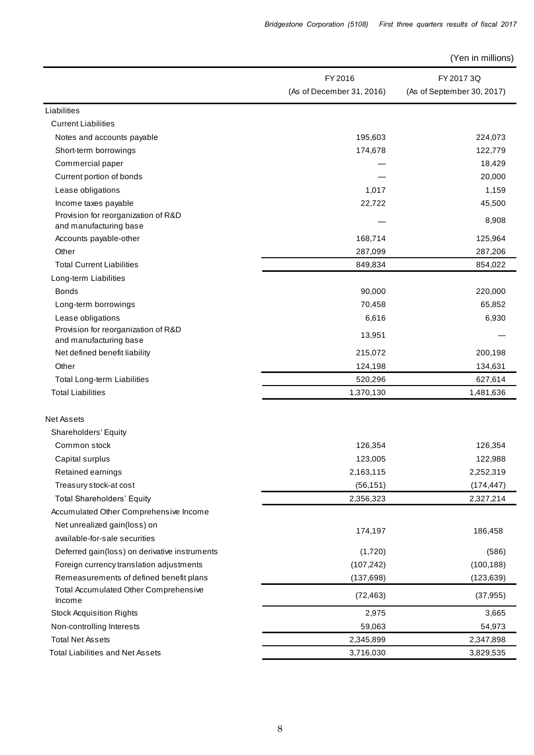(Yen in millions)

| | FY 2016 (As of December 31, 2016) | FY 2017 3Q (As of September 30, 2017) |
|---|---|---|
| Liabilities | | |
| Current Liabilities | | |
| Notes and accounts payable | 195,603 | 224,073 |
| Short-term borrowings | 174,678 | 122,779 |
| Commercial paper | — | 18,429 |
| Current portion of bonds | — | 20,000 |
| Lease obligations | 1,017 | 1,159 |
| Income taxes payable | 22,722 | 45,500 |
| Provision for reorganization of R&D and manufacturing base | — | 8,908 |
| Accounts payable-other | 168,714 | 125,964 |
| Other | 287,099 | 287,206 |
| Total Current Liabilities | 849,834 | 854,022 |
| Long-term Liabilities | | |
| Bonds | 90,000 | 220,000 |
| Long-term borrowings | 70,458 | 65,852 |
| Lease obligations | 6,616 | 6,930 |
| Provision for reorganization of R&D and manufacturing base | 13,951 | — |
| Net defined benefit liability | 215,072 | 200,198 |
| Other | 124,198 | 134,631 |
| Total Long-term Liabilities | 520,296 | 627,614 |
| Total Liabilities | 1,370,130 | 1,481,636 |
| Net Assets | | |
| Shareholders' Equity | | |
| Common stock | 126,354 | 126,354 |
| Capital surplus | 123,005 | 122,988 |
| Retained earnings | 2,163,115 | 2,252,319 |
| Treasury stock-at cost | (56,151) | (174,447) |
| Total Shareholders' Equity | 2,356,323 | 2,327,214 |
| Accumulated Other Comprehensive Income | | |
| Net unrealized gain(loss) on available-for-sale securities | 174,197 | 186,458 |
| Deferred gain(loss) on derivative instruments | (1,720) | (586) |
| Foreign currency translation adjustments | (107,242) | (100,188) |
| Remeasurements of defined benefit plans | (137,698) | (123,639) |
| Total Accumulated Other Comprehensive Income | (72,463) | (37,955) |
| Stock Acquisition Rights | 2,975 | 3,665 |
| Non-controlling Interests | 59,063 | 54,973 |
| Total Net Assets | 2,345,899 | 2,347,898 |
| Total Liabilities and Net Assets | 3,716,030 | 3,829,535 |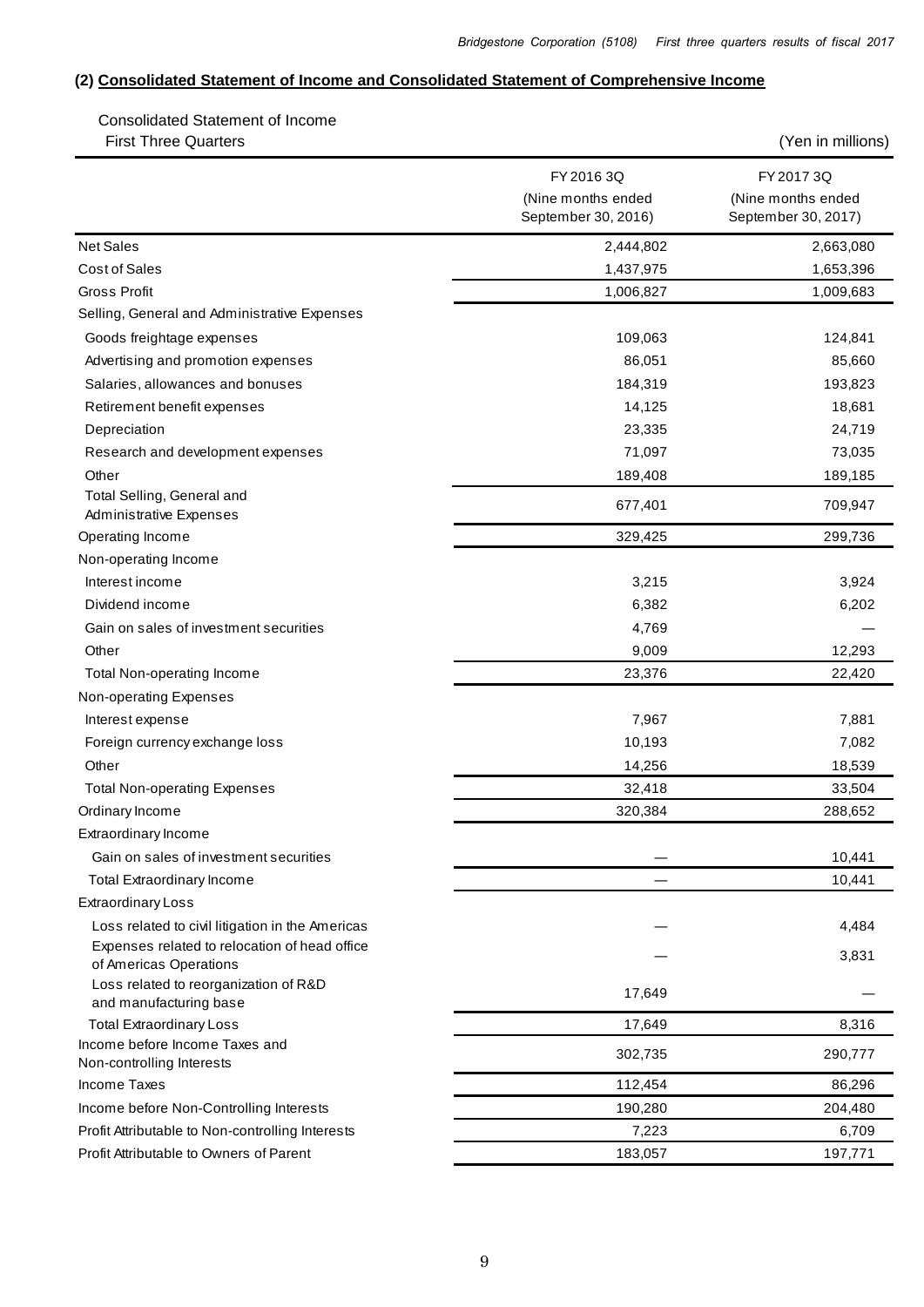### (2) Consolidated Statement of Income and Consolidated Statement of Comprehensive Income

Consolidated Statement of Income

First Three Quarters

(Yen in millions)

| | FY 2016 3Q (Nine months ended September 30, 2016) | FY 2017 3Q (Nine months ended September 30, 2017) |
|---|---|---|
| Net Sales | 2,444,802 | 2,663,080 |
| Cost of Sales | 1,437,975 | 1,653,396 |
| Gross Profit | 1,006,827 | 1,009,683 |
| Selling, General and Administrative Expenses | | |
| Goods freightage expenses | 109,063 | 124,841 |
| Advertising and promotion expenses | 86,051 | 85,660 |
| Salaries, allowances and bonuses | 184,319 | 193,823 |
| Retirement benefit expenses | 14,125 | 18,681 |
| Depreciation | 23,335 | 24,719 |
| Research and development expenses | 71,097 | 73,035 |
| Other | 189,408 | 189,185 |
| Total Selling, General and Administrative Expenses | 677,401 | 709,947 |
| Operating Income | 329,425 | 299,736 |
| Non-operating Income | | |
| Interest income | 3,215 | 3,924 |
| Dividend income | 6,382 | 6,202 |
| Gain on sales of investment securities | 4,769 | — |
| Other | 9,009 | 12,293 |
| Total Non-operating Income | 23,376 | 22,420 |
| Non-operating Expenses | | |
| Interest expense | 7,967 | 7,881 |
| Foreign currency exchange loss | 10,193 | 7,082 |
| Other | 14,256 | 18,539 |
| Total Non-operating Expenses | 32,418 | 33,504 |
| Ordinary Income | 320,384 | 288,652 |
| Extraordinary Income | | |
| Gain on sales of investment securities | — | 10,441 |
| Total Extraordinary Income | — | 10,441 |
| Extraordinary Loss | | |
| Loss related to civil litigation in the Americas | — | 4,484 |
| Expenses related to relocation of head office of Americas Operations | — | 3,831 |
| Loss related to reorganization of R&D and manufacturing base | 17,649 | — |
| Total Extraordinary Loss | 17,649 | 8,316 |
| Income before Income Taxes and Non-controlling Interests | 302,735 | 290,777 |
| Income Taxes | 112,454 | 86,296 |
| Income before Non-Controlling Interests | 190,280 | 204,480 |
| Profit Attributable to Non-controlling Interests | 7,223 | 6,709 |
| Profit Attributable to Owners of Parent | 183,057 | 197,771 |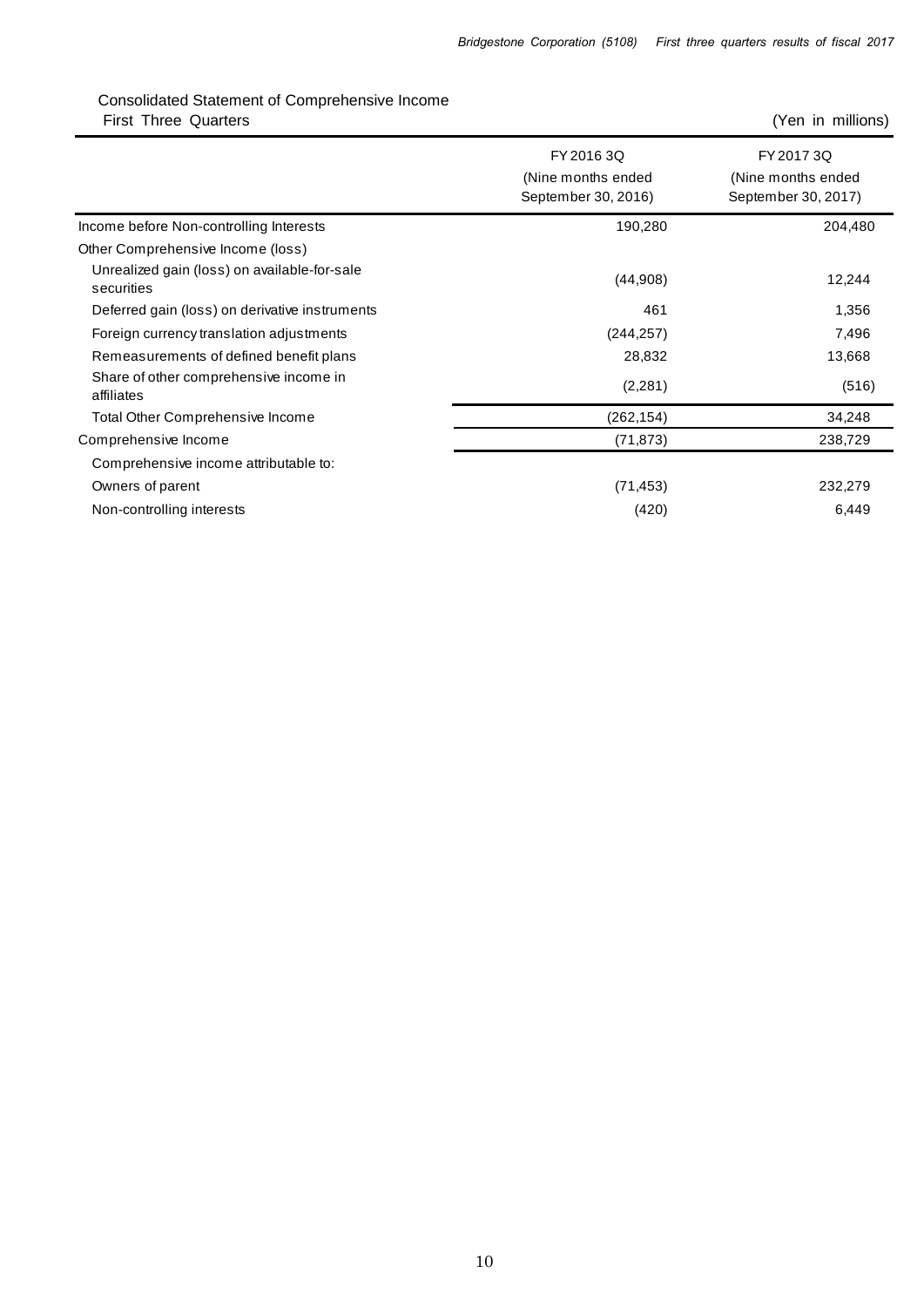## Consolidated Statement of Comprehensive Income

First Three Quarters

(Yen in millions)

| | FY 2016 3Q (Nine months ended September 30, 2016) | FY 2017 3Q (Nine months ended September 30, 2017) |
|---|---|---|
| Income before Non-controlling Interests | 190,280 | 204,480 |
| Other Comprehensive Income (loss) | | |
| Unrealized gain (loss) on available-for-sale securities | (44,908) | 12,244 |
| Deferred gain (loss) on derivative instruments | 461 | 1,356 |
| Foreign currency translation adjustments | (244,257) | 7,496 |
| Remeasurements of defined benefit plans | 28,832 | 13,668 |
| Share of other comprehensive income in affiliates | (2,281) | (516) |
| Total Other Comprehensive Income | (262,154) | 34,248 |
| Comprehensive Income | (71,873) | 238,729 |
| Comprehensive income attributable to: | | |
| Owners of parent | (71,453) | 232,279 |
| Non-controlling interests | (420) | 6,449 |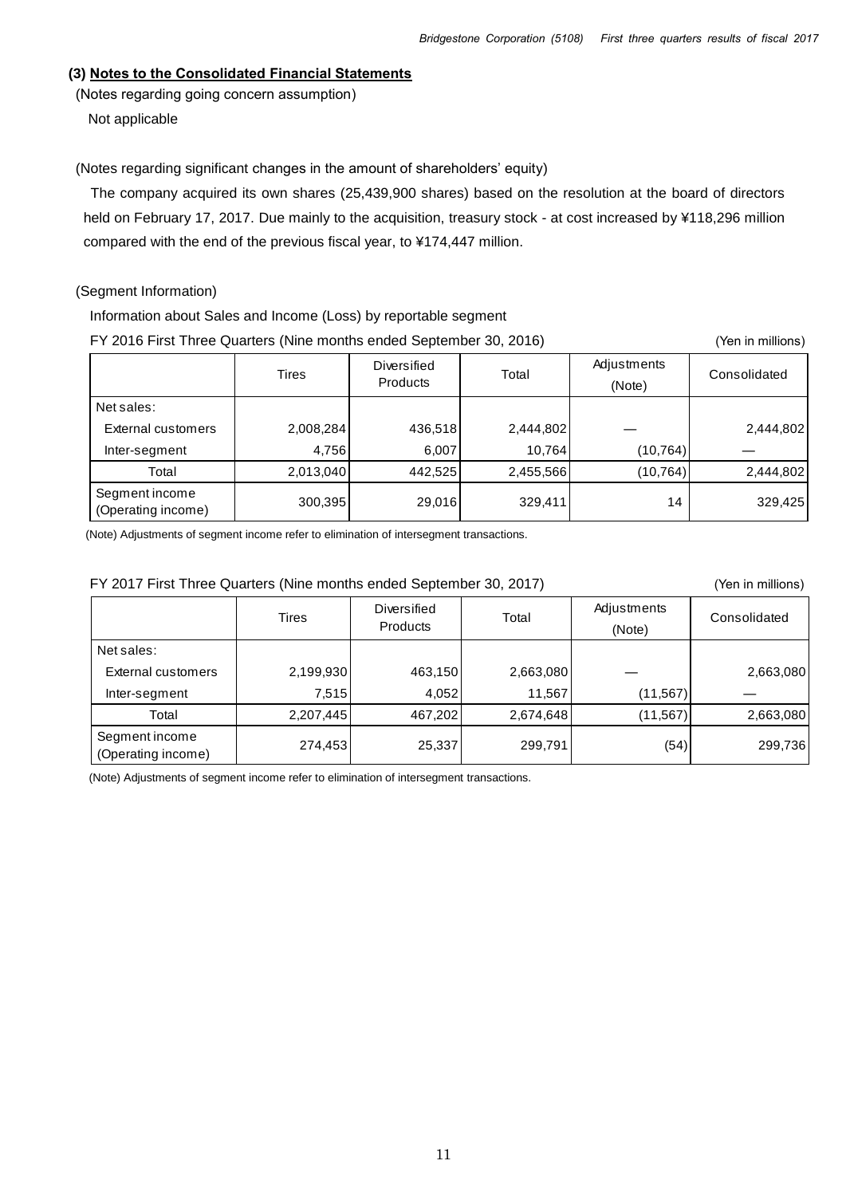### (3) **Notes to the Consolidated Financial Statements**

(Notes regarding going concern assumption)

Not applicable

(Notes regarding significant changes in the amount of shareholders' equity)

The company acquired its own shares (25,439,900 shares) based on the resolution at the board of directors held on February 17, 2017. Due mainly to the acquisition, treasury stock - at cost increased by ¥118,296 million compared with the end of the previous fiscal year, to ¥174,447 million.

(Segment Information)

Information about Sales and Income (Loss) by reportable segment

FY 2016 First Three Quarters (Nine months ended September 30, 2016) (Yen in millions)

| | Tires | Diversified Products | Total | Adjustments (Note) | Consolidated |
|---|---|---|---|---|---|
| Net sales: | | | | | |
| External customers | 2,008,284 | 436,518 | 2,444,802 | — | 2,444,802 |
| Inter-segment | 4,756 | 6,007 | 10,764 | (10,764) | — |
| Total | 2,013,040 | 442,525 | 2,455,566 | (10,764) | 2,444,802 |
| Segment income (Operating income) | 300,395 | 29,016 | 329,411 | 14 | 329,425 |

(Note) Adjustments of segment income refer to elimination of intersegment transactions.

FY 2017 First Three Quarters (Nine months ended September 30, 2017) (Yen in millions)

| | Tires | Diversified Products | Total | Adjustments (Note) | Consolidated |
|---|---|---|---|---|---|
| Net sales: | | | | | |
| External customers | 2,199,930 | 463,150 | 2,663,080 | — | 2,663,080 |
| Inter-segment | 7,515 | 4,052 | 11,567 | (11,567) | — |
| Total | 2,207,445 | 467,202 | 2,674,648 | (11,567) | 2,663,080 |
| Segment income (Operating income) | 274,453 | 25,337 | 299,791 | (54) | 299,736 |

(Note) Adjustments of segment income refer to elimination of intersegment transactions.